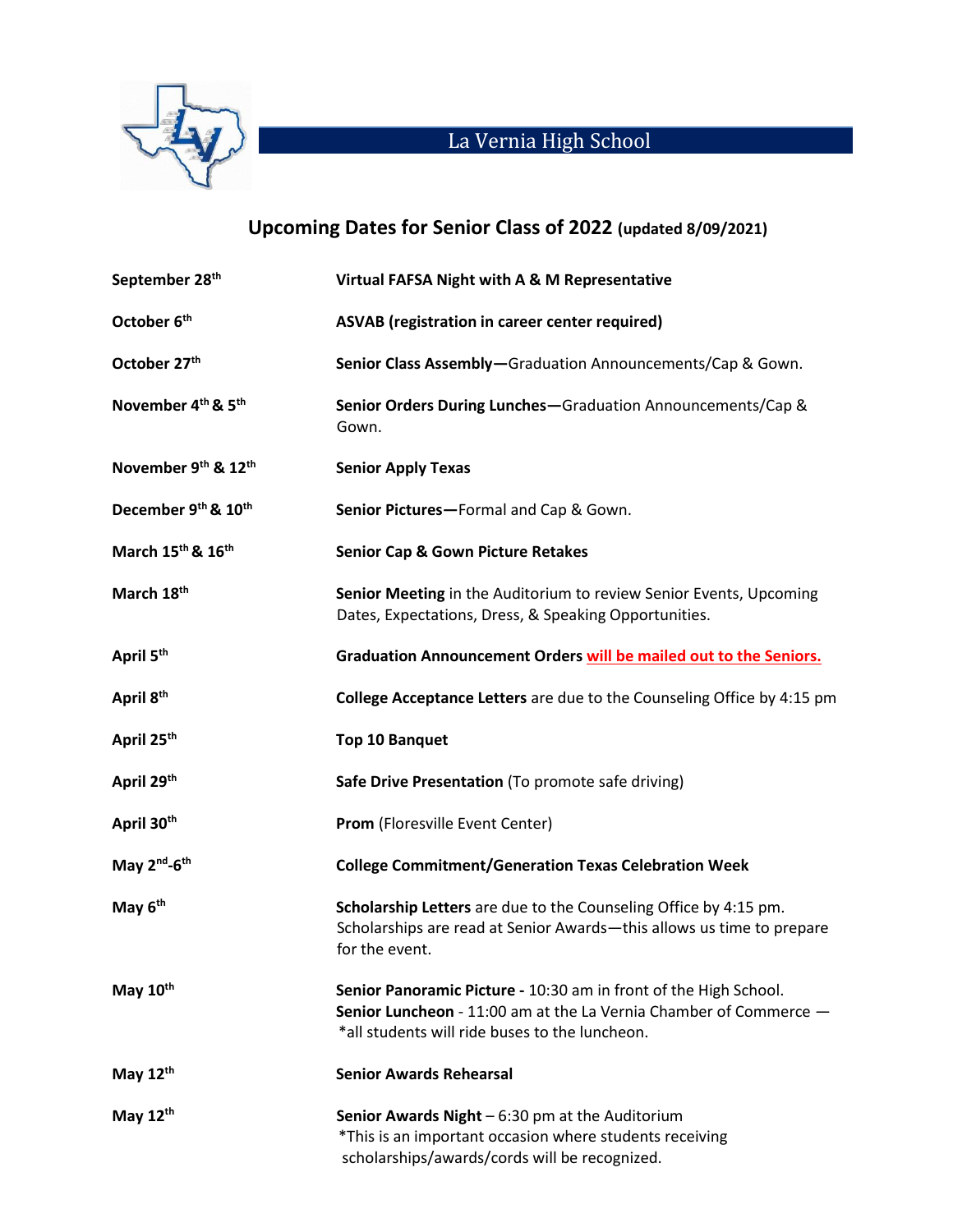# La Vernia High School

## Upcoming Dates for Senior Class of 2022 (updated 8/09/2021)

| | |
|---|---|
| **September 28th** | **Virtual FAFSA Night with A & M Representative** |
| **October 6th** | **ASVAB (registration in career center required)** |
| **October 27th** | **Senior Class Assembly—**Graduation Announcements/Cap & Gown. |
| **November 4th & 5th** | **Senior Orders During Lunches—**Graduation Announcements/Cap & Gown. |
| **November 9th & 12th** | **Senior Apply Texas** |
| **December 9th & 10th** | **Senior Pictures—**Formal and Cap & Gown. |
| **March 15th & 16th** | **Senior Cap & Gown Picture Retakes** |
| **March 18th** | **Senior Meeting** in the Auditorium to review Senior Events, Upcoming Dates, Expectations, Dress, & Speaking Opportunities. |
| **April 5th** | **Graduation Announcement Orders** will be mailed out to the Seniors. |
| **April 8th** | **College Acceptance Letters** are due to the Counseling Office by 4:15 pm |
| **April 25th** | **Top 10 Banquet** |
| **April 29th** | **Safe Drive Presentation** (To promote safe driving) |
| **April 30th** | **Prom** (Floresville Event Center) |
| **May 2nd-6th** | **College Commitment/Generation Texas Celebration Week** |
| **May 6th** | **Scholarship Letters** are due to the Counseling Office by 4:15 pm. Scholarships are read at Senior Awards—this allows us time to prepare for the event. |
| **May 10th** | **Senior Panoramic Picture -** 10:30 am in front of the High School. **Senior Luncheon** - 11:00 am at the La Vernia Chamber of Commerce — *all students will ride buses to the luncheon. |
| **May 12th** | **Senior Awards Rehearsal** |
| **May 12th** | **Senior Awards Night** – 6:30 pm at the Auditorium *This is an important occasion where students receiving scholarships/awards/cords will be recognized. |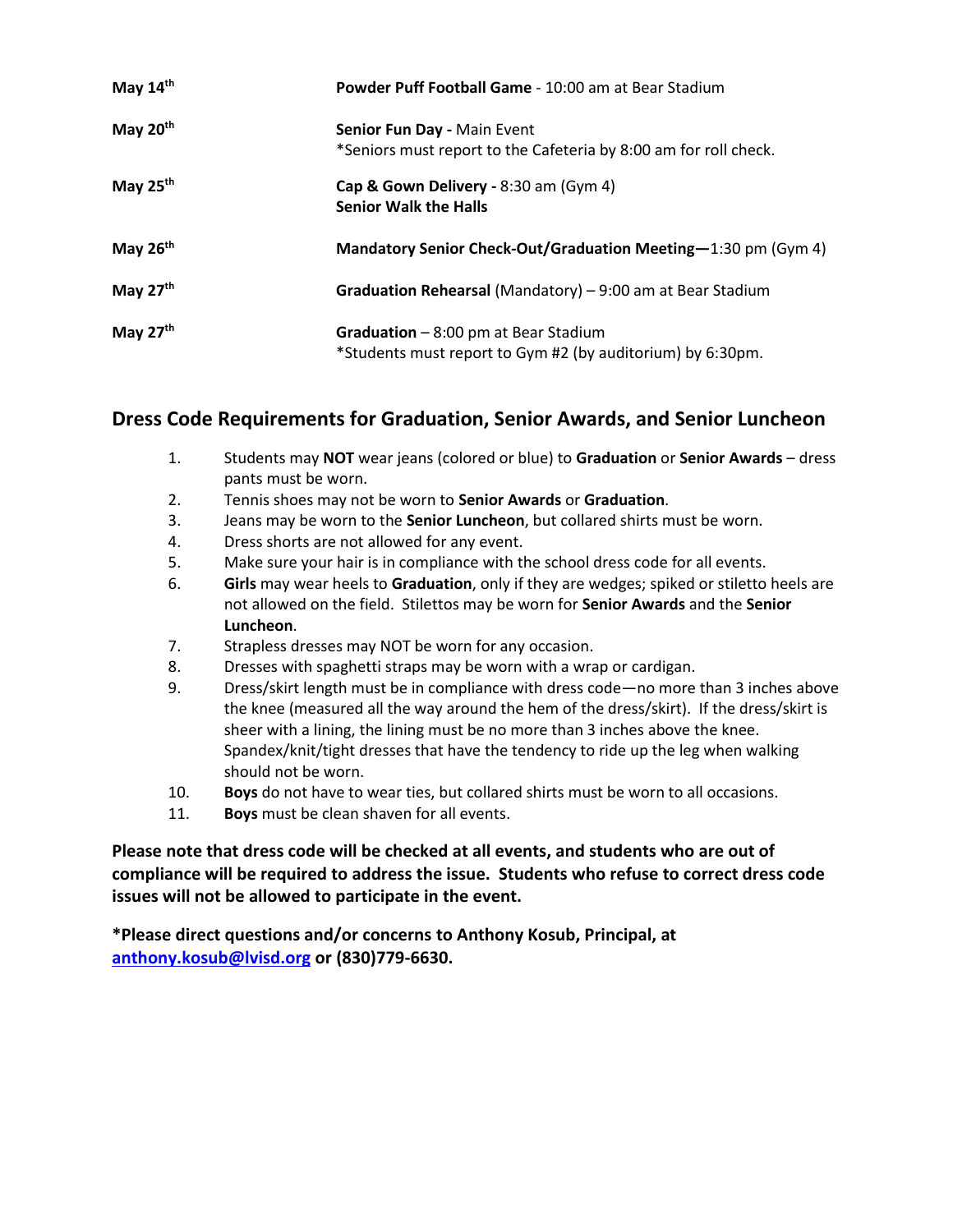| | |
|---|---|
| **May 14th** | **Powder Puff Football Game** - 10:00 am at Bear Stadium |
| **May 20th** | **Senior Fun Day -** Main Event<br>*Seniors must report to the Cafeteria by 8:00 am for roll check. |
| **May 25th** | **Cap & Gown Delivery -** 8:30 am (Gym 4)<br>**Senior Walk the Halls** |
| **May 26th** | **Mandatory Senior Check-Out/Graduation Meeting—**1:30 pm (Gym 4) |
| **May 27th** | **Graduation Rehearsal** (Mandatory) – 9:00 am at Bear Stadium |
| **May 27th** | **Graduation** – 8:00 pm at Bear Stadium<br>*Students must report to Gym #2 (by auditorium) by 6:30pm. |

## Dress Code Requirements for Graduation, Senior Awards, and Senior Luncheon

1. Students may **NOT** wear jeans (colored or blue) to **Graduation** or **Senior Awards** – dress pants must be worn.
2. Tennis shoes may not be worn to **Senior Awards** or **Graduation**.
3. Jeans may be worn to the **Senior Luncheon**, but collared shirts must be worn.
4. Dress shorts are not allowed for any event.
5. Make sure your hair is in compliance with the school dress code for all events.
6. **Girls** may wear heels to **Graduation**, only if they are wedges; spiked or stiletto heels are not allowed on the field. Stilettos may be worn for **Senior Awards** and the **Senior Luncheon**.
7. Strapless dresses may NOT be worn for any occasion.
8. Dresses with spaghetti straps may be worn with a wrap or cardigan.
9. Dress/skirt length must be in compliance with dress code—no more than 3 inches above the knee (measured all the way around the hem of the dress/skirt). If the dress/skirt is sheer with a lining, the lining must be no more than 3 inches above the knee. Spandex/knit/tight dresses that have the tendency to ride up the leg when walking should not be worn.
10. **Boys** do not have to wear ties, but collared shirts must be worn to all occasions.
11. **Boys** must be clean shaven for all events.

**Please note that dress code will be checked at all events, and students who are out of compliance will be required to address the issue. Students who refuse to correct dress code issues will not be allowed to participate in the event.**

**\*Please direct questions and/or concerns to Anthony Kosub, Principal, at [anthony.kosub@lvisd.org](mailto:anthony.kosub@lvisd.org) or (830)779-6630.**